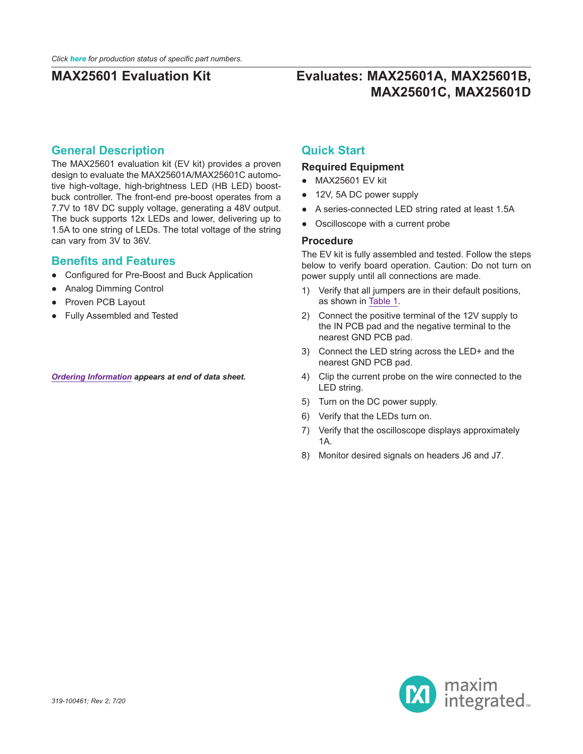*Click here for production status of specific part numbers.*

# MAX25601 Evaluation Kit

## Evaluates: MAX25601A, MAX25601B, MAX25601C, MAX25601D

## General Description

The MAX25601 evaluation kit (EV kit) provides a proven design to evaluate the MAX25601A/MAX25601C automotive high-voltage, high-brightness LED (HB LED) boost-buck controller. The front-end pre-boost operates from a 7.7V to 18V DC supply voltage, generating a 48V output. The buck supports 12x LEDs and lower, delivering up to 1.5A to one string of LEDs. The total voltage of the string can vary from 3V to 36V.

## Benefits and Features

- Configured for Pre-Boost and Buck Application
- Analog Dimming Control
- Proven PCB Layout
- Fully Assembled and Tested

***Ordering Information** appears at end of data sheet.*

## Quick Start

### Required Equipment

- MAX25601 EV kit
- 12V, 5A DC power supply
- A series-connected LED string rated at least 1.5A
- Oscilloscope with a current probe

### Procedure

The EV kit is fully assembled and tested. Follow the steps below to verify board operation. Caution: Do not turn on power supply until all connections are made.

1) Verify that all jumpers are in their default positions, as shown in Table 1.
2) Connect the positive terminal of the 12V supply to the IN PCB pad and the negative terminal to the nearest GND PCB pad.
3) Connect the LED string across the LED+ and the nearest GND PCB pad.
4) Clip the current probe on the wire connected to the LED string.
5) Turn on the DC power supply.
6) Verify that the LEDs turn on.
7) Verify that the oscilloscope displays approximately 1A.
8) Monitor desired signals on headers J6 and J7.

*319-100461; Rev 2; 7/20*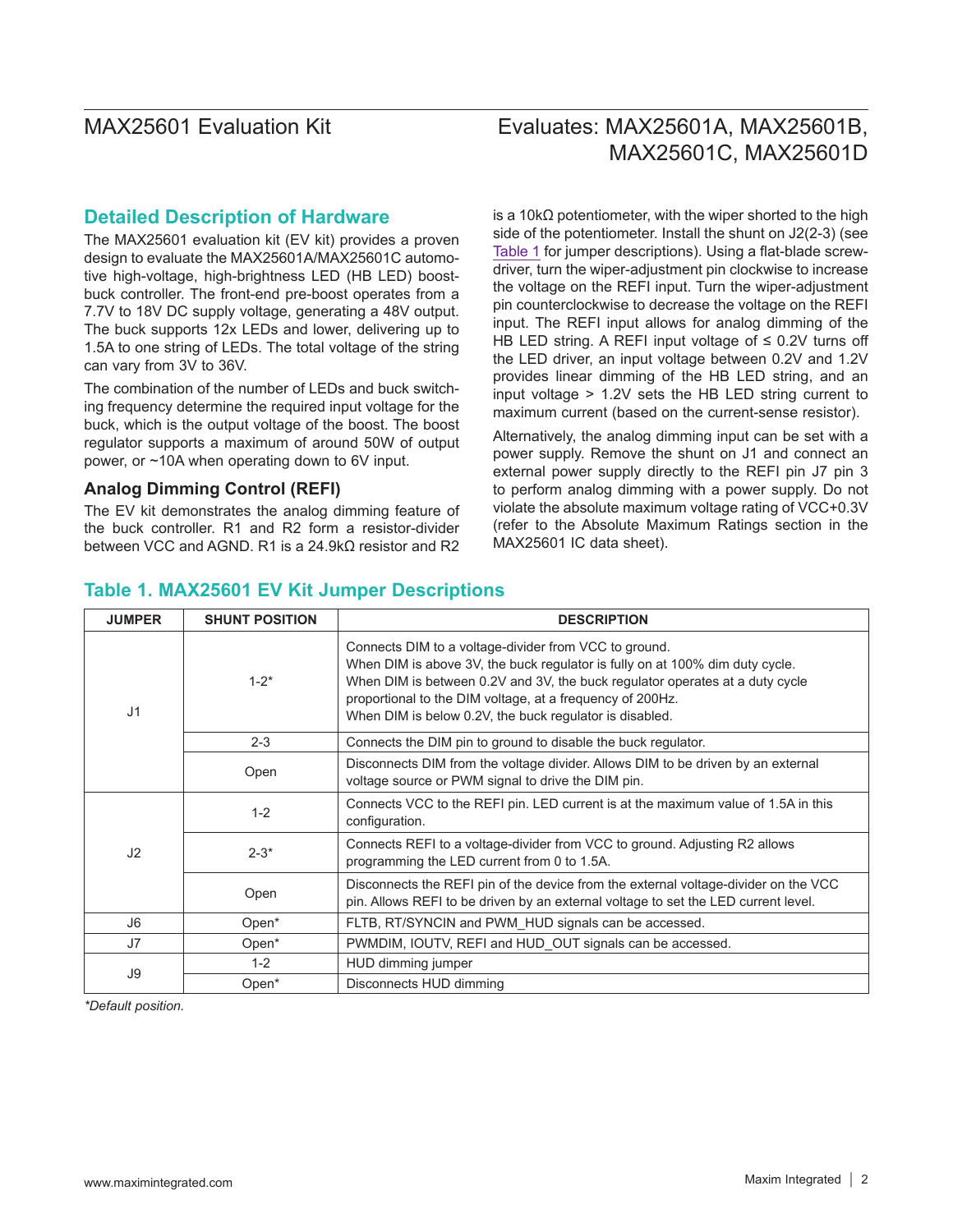## Detailed Description of Hardware

The MAX25601 evaluation kit (EV kit) provides a proven design to evaluate the MAX25601A/MAX25601C automotive high-voltage, high-brightness LED (HB LED) boost-buck controller. The front-end pre-boost operates from a 7.7V to 18V DC supply voltage, generating a 48V output. The buck supports 12x LEDs and lower, delivering up to 1.5A to one string of LEDs. The total voltage of the string can vary from 3V to 36V.

The combination of the number of LEDs and buck switching frequency determine the required input voltage for the buck, which is the output voltage of the boost. The boost regulator supports a maximum of around 50W of output power, or ~10A when operating down to 6V input.

### Analog Dimming Control (REFI)

The EV kit demonstrates the analog dimming feature of the buck controller. R1 and R2 form a resistor-divider between VCC and AGND. R1 is a 24.9kΩ resistor and R2 is a 10kΩ potentiometer, with the wiper shorted to the high side of the potentiometer. Install the shunt on J2(2-3) (see Table 1 for jumper descriptions). Using a flat-blade screwdriver, turn the wiper-adjustment pin clockwise to increase the voltage on the REFI input. Turn the wiper-adjustment pin counterclockwise to decrease the voltage on the REFI input. The REFI input allows for analog dimming of the HB LED string. A REFI input voltage of ≤ 0.2V turns off the LED driver, an input voltage between 0.2V and 1.2V provides linear dimming of the HB LED string, and an input voltage > 1.2V sets the HB LED string current to maximum current (based on the current-sense resistor).

Alternatively, the analog dimming input can be set with a power supply. Remove the shunt on J1 and connect an external power supply directly to the REFI pin J7 pin 3 to perform analog dimming with a power supply. Do not violate the absolute maximum voltage rating of VCC+0.3V (refer to the Absolute Maximum Ratings section in the MAX25601 IC data sheet).

### Table 1. MAX25601 EV Kit Jumper Descriptions

| JUMPER | SHUNT POSITION | DESCRIPTION |
|---|---|---|
| J1 | 1-2* | Connects DIM to a voltage-divider from VCC to ground. When DIM is above 3V, the buck regulator is fully on at 100% dim duty cycle. When DIM is between 0.2V and 3V, the buck regulator operates at a duty cycle proportional to the DIM voltage, at a frequency of 200Hz. When DIM is below 0.2V, the buck regulator is disabled. |
| | 2-3 | Connects the DIM pin to ground to disable the buck regulator. |
| | Open | Disconnects DIM from the voltage divider. Allows DIM to be driven by an external voltage source or PWM signal to drive the DIM pin. |
| J2 | 1-2 | Connects VCC to the REFI pin. LED current is at the maximum value of 1.5A in this configuration. |
| | 2-3* | Connects REFI to a voltage-divider from VCC to ground. Adjusting R2 allows programming the LED current from 0 to 1.5A. |
| | Open | Disconnects the REFI pin of the device from the external voltage-divider on the VCC pin. Allows REFI to be driven by an external voltage to set the LED current level. |
| J6 | Open* | FLTB, RT/SYNCIN and PWM_HUD signals can be accessed. |
| J7 | Open* | PWMDIM, IOUTV, REFI and HUD_OUT signals can be accessed. |
| J9 | 1-2 | HUD dimming jumper |
| | Open* | Disconnects HUD dimming |

*Default position.*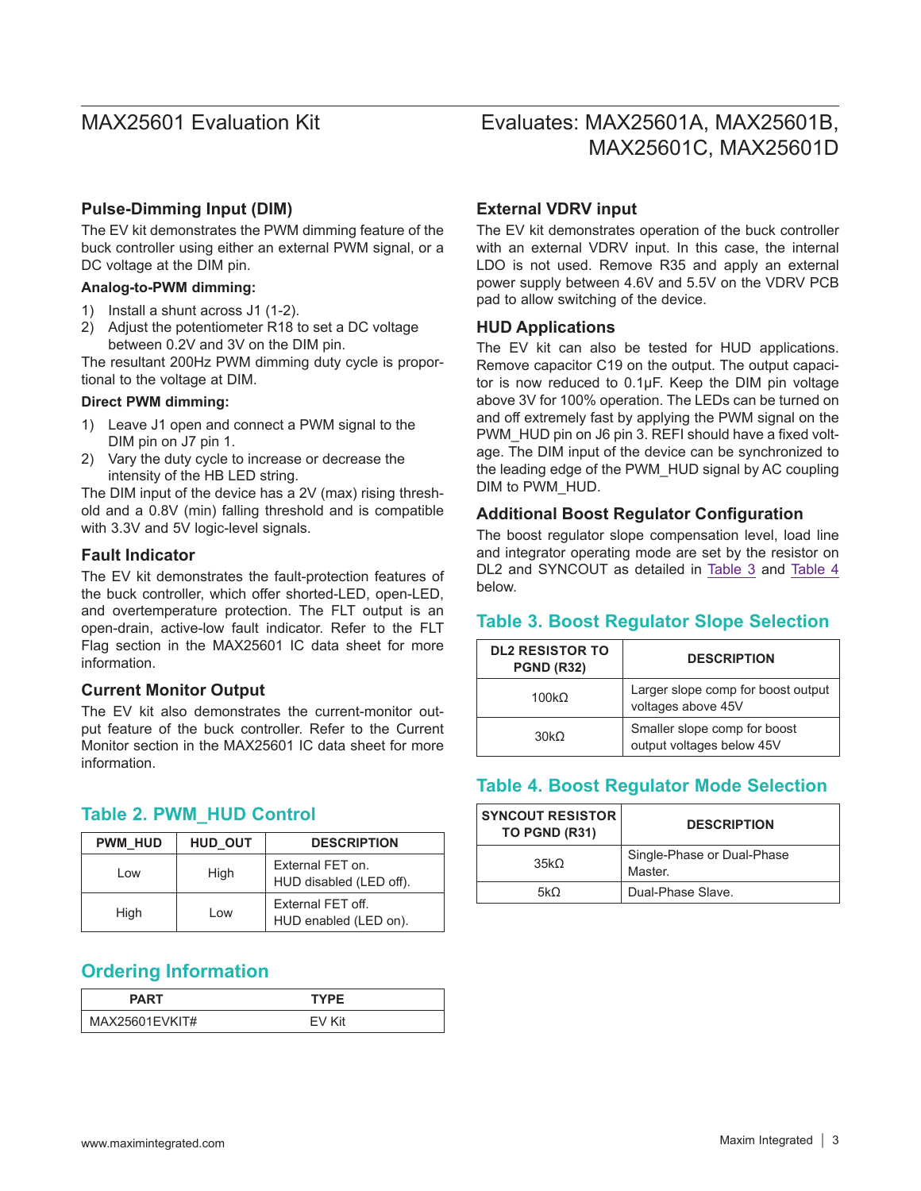### Pulse-Dimming Input (DIM)

The EV kit demonstrates the PWM dimming feature of the buck controller using either an external PWM signal, or a DC voltage at the DIM pin.

**Analog-to-PWM dimming:**

1) Install a shunt across J1 (1-2).
2) Adjust the potentiometer R18 to set a DC voltage between 0.2V and 3V on the DIM pin.

The resultant 200Hz PWM dimming duty cycle is proportional to the voltage at DIM.

**Direct PWM dimming:**

1) Leave J1 open and connect a PWM signal to the DIM pin on J7 pin 1.
2) Vary the duty cycle to increase or decrease the intensity of the HB LED string.

The DIM input of the device has a 2V (max) rising threshold and a 0.8V (min) falling threshold and is compatible with 3.3V and 5V logic-level signals.

### Fault Indicator

The EV kit demonstrates the fault-protection features of the buck controller, which offer shorted-LED, open-LED, and overtemperature protection. The FLT output is an open-drain, active-low fault indicator. Refer to the FLT Flag section in the MAX25601 IC data sheet for more information.

### Current Monitor Output

The EV kit also demonstrates the current-monitor output feature of the buck controller. Refer to the Current Monitor section in the MAX25601 IC data sheet for more information.

## Table 2. PWM_HUD Control

| PWM_HUD | HUD_OUT | DESCRIPTION |
|---|---|---|
| Low | High | External FET on. HUD disabled (LED off). |
| High | Low | External FET off. HUD enabled (LED on). |

## Ordering Information

| PART | TYPE |
|---|---|
| MAX25601EVKIT# | EV Kit |

### External VDRV input

The EV kit demonstrates operation of the buck controller with an external VDRV input. In this case, the internal LDO is not used. Remove R35 and apply an external power supply between 4.6V and 5.5V on the VDRV PCB pad to allow switching of the device.

### HUD Applications

The EV kit can also be tested for HUD applications. Remove capacitor C19 on the output. The output capacitor is now reduced to 0.1µF. Keep the DIM pin voltage above 3V for 100% operation. The LEDs can be turned on and off extremely fast by applying the PWM signal on the PWM_HUD pin on J6 pin 3. REFI should have a fixed voltage. The DIM input of the device can be synchronized to the leading edge of the PWM_HUD signal by AC coupling DIM to PWM_HUD.

### Additional Boost Regulator Configuration

The boost regulator slope compensation level, load line and integrator operating mode are set by the resistor on DL2 and SYNCOUT as detailed in Table 3 and Table 4 below.

## Table 3. Boost Regulator Slope Selection

| DL2 RESISTOR TO PGND (R32) | DESCRIPTION |
|---|---|
| 100kΩ | Larger slope comp for boost output voltages above 45V |
| 30kΩ | Smaller slope comp for boost output voltages below 45V |

## Table 4. Boost Regulator Mode Selection

| SYNCOUT RESISTOR TO PGND (R31) | DESCRIPTION |
|---|---|
| 35kΩ | Single-Phase or Dual-Phase Master. |
| 5kΩ | Dual-Phase Slave. |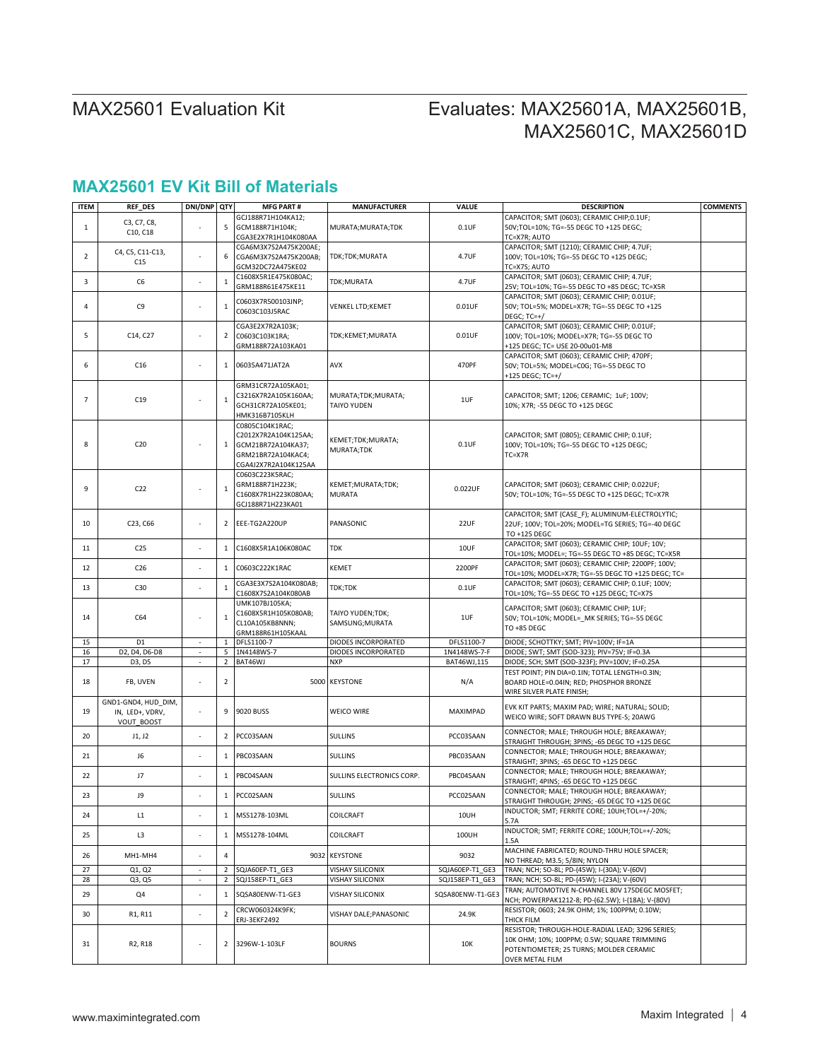## MAX25601 EV Kit Bill of Materials

| ITEM | REF_DES | DNI/DNP | QTY | MFG PART # | MANUFACTURER | VALUE | DESCRIPTION | COMMENTS |
|---|---|---|---|---|---|---|---|---|
| 1 | C3, C7, C8, C10, C18 | - | 5 | GCJ188R71H104KA12; GCM188R71H104K; CGA3E2X7R1H104K080AA | MURATA;MURATA;TDK | 0.1UF | CAPACITOR; SMT (0603); CERAMIC CHIP;0.1UF; 50V;TOL=10%; TG=-55 DEGC TO +125 DEGC; TC=X7R; AUTO | |
| 2 | C4, C5, C11-C13, C15 | - | 6 | CGA6M3X7S2A475K200AE; CGA6M3X7S2A475K200AB; GCM32DC72A475KE02 | TDK;TDK;MURATA | 4.7UF | CAPACITOR; SMT (1210); CERAMIC CHIP; 4.7UF; 100V; TOL=10%; TG=-55 DEGC TO +125 DEGC; TC=X7S; AUTO | |
| 3 | C6 | - | 1 | C1608X5R1E475K080AC; GRM188R61E475KE11 | TDK;MURATA | 4.7UF | CAPACITOR; SMT (0603); CERAMIC CHIP; 4.7UF; 25V; TOL=10%; TG=-55 DEGC TO +85 DEGC; TC=X5R | |
| 4 | C9 | - | 1 | C0603X7R500103JNP; C0603C103J5RAC | VENKEL LTD;KEMET | 0.01UF | CAPACITOR; SMT (0603); CERAMIC CHIP; 0.01UF; 50V; TOL=5%; MODEL=X7R; TG=-55 DEGC TO +125 DEGC; TC=+/ | |
| 5 | C14, C27 | - | 2 | CGA3E2X7R2A103K; C0603C103K1RA; GRM188R72A103KA01 | TDK;KEMET;MURATA | 0.01UF | CAPACITOR; SMT (0603); CERAMIC CHIP; 0.01UF; 100V; TOL=10%; MODEL=X7R; TG=-55 DEGC TO +125 DEGC; TC= USE 20-00u01-M8 | |
| 6 | C16 | - | 1 | 06035A471JAT2A | AVX | 470PF | CAPACITOR; SMT (0603); CERAMIC CHIP; 470PF; 50V; TOL=5%; MODEL=C0G; TG=-55 DEGC TO +125 DEGC; TC=+/ | |
| 7 | C19 | - | 1 | GRM31CR72A105KA01; C3216X7R2A105K160AA; GCH31CR72A105KE01; HMK316B7105KLH | MURATA;TDK;MURATA; TAIYO YUDEN | 1UF | CAPACITOR; SMT; 1206; CERAMIC; 1uF; 100V; 10%; X7R; -55 DEGC TO +125 DEGC | |
| 8 | C20 | - | 1 | C0805C104K1RAC; C2012X7R2A104K125AA; GCM21BR72A104KA37; GRM21BR72A104KAC4; CGA4J2X7R2A104K125AA | KEMET;TDK;MURATA; MURATA;TDK | 0.1UF | CAPACITOR; SMT (0805); CERAMIC CHIP; 0.1UF; 100V; TOL=10%; TG=-55 DEGC TO +125 DEGC; TC=X7R | |
| 9 | C22 | - | 1 | C0603C223K5RAC; GRM188R71H223K; C1608X7R1H223K080AA; GCJ188R71H223KA01 | KEMET;MURATA;TDK; MURATA | 0.022UF | CAPACITOR; SMT (0603); CERAMIC CHIP; 0.022UF; 50V; TOL=10%; TG=-55 DEGC TO +125 DEGC; TC=X7R | |
| 10 | C23, C66 | - | 2 | EEE-TG2A220UP | PANASONIC | 22UF | CAPACITOR; SMT (CASE_F); ALUMINUM-ELECTROLYTIC; 22UF; 100V; TOL=20%; MODEL=TG SERIES; TG=-40 DEGC TO +125 DEGC | |
| 11 | C25 | - | 1 | C1608X5R1A106K080AC | TDK | 10UF | CAPACITOR; SMT (0603); CERAMIC CHIP; 10UF; 10V; TOL=10%; MODEL=; TG=-55 DEGC TO +85 DEGC; TC=X5R | |
| 12 | C26 | - | 1 | C0603C222K1RAC | KEMET | 2200PF | CAPACITOR; SMT (0603); CERAMIC CHIP; 2200PF; 100V; TOL=10%; MODEL=X7R; TG=-55 DEGC TO +125 DEGC; TC= | |
| 13 | C30 | - | 1 | CGA3E3X7S2A104K080AB; C1608X7S2A104K080AB | TDK;TDK | 0.1UF | CAPACITOR; SMT (0603); CERAMIC CHIP; 0.1UF; 100V; TOL=10%; TG=-55 DEGC TO +125 DEGC; TC=X7S | |
| 14 | C64 | - | 1 | UMK107BJ105KA; C1608X5R1H105K080AB; CL10A105KB8NNN; GRM188R61H105KAAL | TAIYO YUDEN;TDK; SAMSUNG;MURATA | 1UF | CAPACITOR; SMT (0603); CERAMIC CHIP; 1UF; 50V; TOL=10%; MODEL=_MK SERIES; TG=-55 DEGC TO +85 DEGC | |
| 15 | D1 | - | 1 | DFLS1100-7 | DIODES INCORPORATED | DFLS1100-7 | DIODE; SCHOTTKY; SMT; PIV=100V; IF=1A | |
| 16 | D2, D4, D6-D8 | - | 5 | 1N4148WS-7 | DIODES INCORPORATED | 1N4148WS-7-F | DIODE; SWT; SMT (SOD-323); PIV=75V; IF=0.3A | |
| 17 | D3, D5 | - | 2 | BAT46WJ | NXP | BAT46WJ,115 | DIODE; SCH; SMT (SOD-323F); PIV=100V; IF=0.25A | |
| 18 | FB, UVEN | - | 2 | 5000 | KEYSTONE | N/A | TEST POINT; PIN DIA=0.1IN; TOTAL LENGTH=0.3IN; BOARD HOLE=0.04IN; RED; PHOSPHOR BRONZE WIRE SILVER PLATE FINISH; | |
| 19 | GND1-GND4, HUD_DIM, IN, LED+, VDRV, VOUT_BOOST | - | 9 | 9020 BUSS | WEICO WIRE | MAXIMPAD | EVK KIT PARTS; MAXIM PAD; WIRE; NATURAL; SOLID; WEICO WIRE; SOFT DRAWN BUS TYPE-S; 20AWG | |
| 20 | J1, J2 | - | 2 | PCC03SAAN | SULLINS | PCC03SAAN | CONNECTOR; MALE; THROUGH HOLE; BREAKAWAY; STRAIGHT THROUGH; 3PINS; -65 DEGC TO +125 DEGC | |
| 21 | J6 | - | 1 | PBC03SAAN | SULLINS | PBC03SAAN | CONNECTOR; MALE; THROUGH HOLE; BREAKAWAY; STRAIGHT; 3PINS; -65 DEGC TO +125 DEGC | |
| 22 | J7 | - | 1 | PBC04SAAN | SULLINS ELECTRONICS CORP. | PBC04SAAN | CONNECTOR; MALE; THROUGH HOLE; BREAKAWAY; STRAIGHT; 4PINS; -65 DEGC TO +125 DEGC | |
| 23 | J9 | - | 1 | PCC02SAAN | SULLINS | PCC02SAAN | CONNECTOR; MALE; THROUGH HOLE; BREAKAWAY; STRAIGHT THROUGH; 2PINS; -65 DEGC TO +125 DEGC | |
| 24 | L1 | - | 1 | MSS1278-103ML | COILCRAFT | 10UH | INDUCTOR; SMT; FERRITE CORE; 10UH;TOL=+/-20%; 5.7A | |
| 25 | L3 | - | 1 | MSS1278-104ML | COILCRAFT | 100UH | INDUCTOR; SMT; FERRITE CORE; 100UH;TOL=+/-20%; 1.5A | |
| 26 | MH1-MH4 | - | 4 | 9032 | KEYSTONE | 9032 | MACHINE FABRICATED; ROUND-THRU HOLE SPACER; NO THREAD; M3.5; 5/8IN; NYLON | |
| 27 | Q1, Q2 | - | 2 | SQJA60EP-T1_GE3 | VISHAY SILICONIX | SQJA60EP-T1_GE3 | TRAN; NCH; SO-8L; PD-(45W); I-(30A); V-(60V) | |
| 28 | Q3, Q5 | - | 2 | SQJ158EP-T1_GE3 | VISHAY SILICONIX | SQJ158EP-T1_GE3 | TRAN; NCH; SO-8L; PD-(45W); I-(23A); V-(60V) | |
| 29 | Q4 | - | 1 | SQSA80ENW-T1-GE3 | VISHAY SILICONIX | SQSA80ENW-T1-GE3 | TRAN; AUTOMOTIVE N-CHANNEL 80V 175DEGC MOSFET; NCH; POWERPAK1212-8; PD-(62.5W); I-(18A); V-(80V) | |
| 30 | R1, R11 | - | 2 | CRCW060324K9FK; ERJ-3EKF2492 | VISHAY DALE;PANASONIC | 24.9K | RESISTOR; 0603; 24.9K OHM; 1%; 100PPM; 0.10W; THICK FILM | |
| 31 | R2, R18 | - | 2 | 3296W-1-103LF | BOURNS | 10K | RESISTOR; THROUGH-HOLE-RADIAL LEAD; 3296 SERIES; 10K OHM; 10%; 100PPM; 0.5W; SQUARE TRIMMING POTENTIOMETER; 25 TURNS; MOLDER CERAMIC OVER METAL FILM | |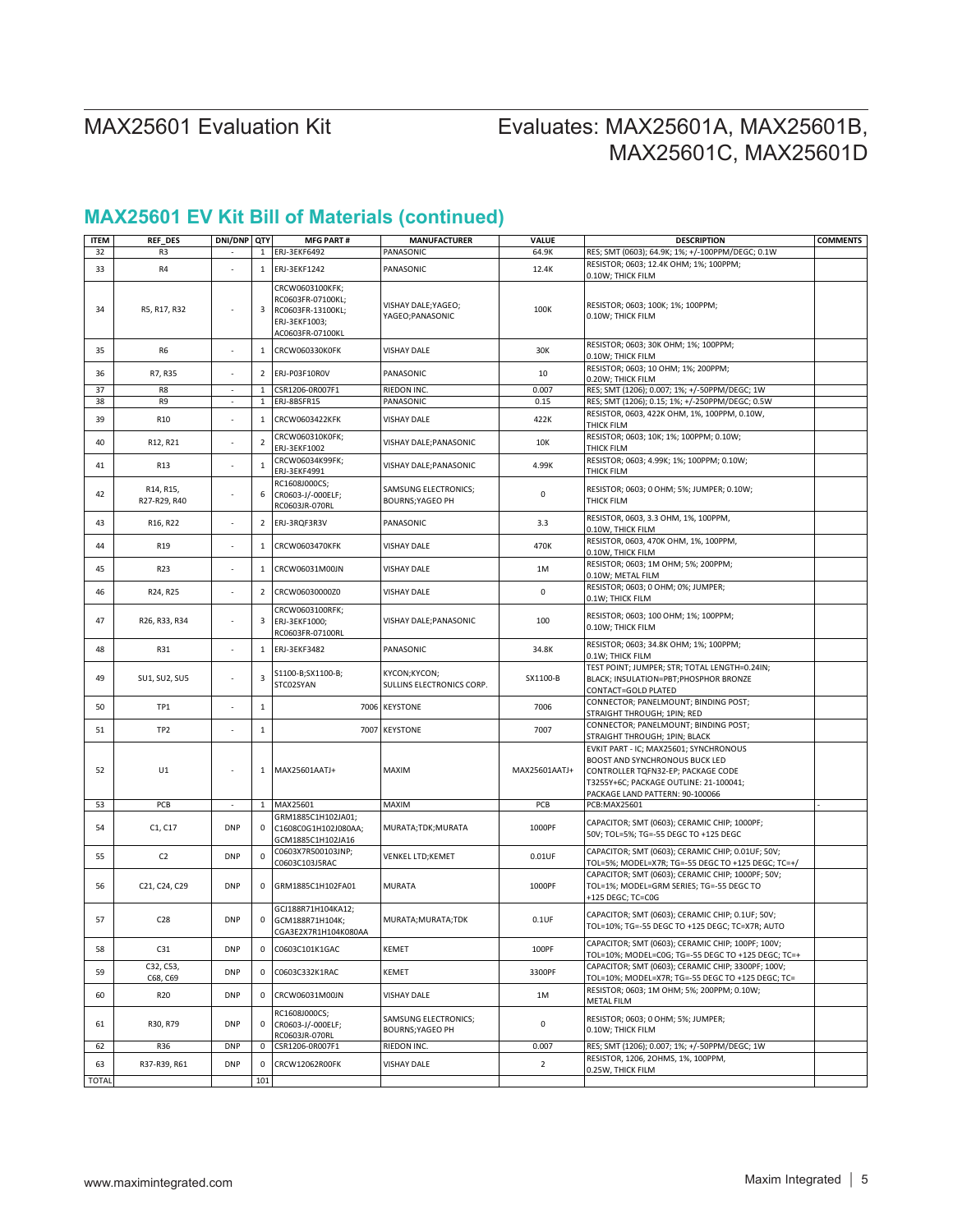## MAX25601 EV Kit Bill of Materials (continued)

| ITEM | REF_DES | DNI/DNP | QTY | MFG PART # | MANUFACTURER | VALUE | DESCRIPTION | COMMENTS |
|---|---|---|---|---|---|---|---|---|
| 32 | R3 | - | 1 | ERJ-3EKF6492 | PANASONIC | 64.9K | RES; SMT (0603); 64.9K; 1%; +/-100PPM/DEGC; 0.1W | |
| 33 | R4 | - | 1 | ERJ-3EKF1242 | PANASONIC | 12.4K | RESISTOR; 0603; 12.4K OHM; 1%; 100PPM; 0.10W; THICK FILM | |
| 34 | R5, R17, R32 | - | 3 | CRCW0603100KFK; RC0603FR-07100KL; RC0603FR-13100KL; ERJ-3EKF1003; AC0603FR-07100KL | VISHAY DALE;YAGEO; YAGEO;PANASONIC | 100K | RESISTOR; 0603; 100K; 1%; 100PPM; 0.10W; THICK FILM | |
| 35 | R6 | - | 1 | CRCW060330K0FK | VISHAY DALE | 30K | RESISTOR; 0603; 30K OHM; 1%; 100PPM; 0.10W; THICK FILM | |
| 36 | R7, R35 | - | 2 | ERJ-P03F10R0V | PANASONIC | 10 | RESISTOR; 0603; 10 OHM; 1%; 200PPM; 0.20W; THICK FILM | |
| 37 | R8 | - | 1 | CSR1206-0R007F1 | RIEDON INC. | 0.007 | RES; SMT (1206); 0.007; 1%; +/-50PPM/DEGC; 1W | |
| 38 | R9 | - | 1 | ERJ-8BSFR15 | PANASONIC | 0.15 | RES; SMT (1206); 0.15; 1%; +/-250PPM/DEGC; 0.5W | |
| 39 | R10 | - | 1 | CRCW0603422KFK | VISHAY DALE | 422K | RESISTOR, 0603, 422K OHM, 1%, 100PPM, 0.10W, THICK FILM | |
| 40 | R12, R21 | - | 2 | CRCW060310K0FK; ERJ-3EKF1002 | VISHAY DALE;PANASONIC | 10K | RESISTOR; 0603; 10K; 1%; 100PPM; 0.10W; THICK FILM | |
| 41 | R13 | - | 1 | CRCW06034K99FK; ERJ-3EKF4991 | VISHAY DALE;PANASONIC | 4.99K | RESISTOR; 0603; 4.99K; 1%; 100PPM; 0.10W; THICK FILM | |
| 42 | R14, R15, R27-R29, R40 | - | 6 | RC1608J000CS; CR0603-J/-000ELF; RC0603JR-070RL | SAMSUNG ELECTRONICS; BOURNS;YAGEO PH | 0 | RESISTOR; 0603; 0 OHM; 5%; JUMPER; 0.10W; THICK FILM | |
| 43 | R16, R22 | - | 2 | ERJ-3RQF3R3V | PANASONIC | 3.3 | RESISTOR, 0603, 3.3 OHM, 1%, 100PPM, 0.10W, THICK FILM | |
| 44 | R19 | - | 1 | CRCW0603470KFK | VISHAY DALE | 470K | RESISTOR, 0603, 470K OHM, 1%, 100PPM, 0.10W, THICK FILM | |
| 45 | R23 | - | 1 | CRCW06031M00JN | VISHAY DALE | 1M | RESISTOR; 0603; 1M OHM; 5%; 200PPM; 0.10W; METAL FILM | |
| 46 | R24, R25 | - | 2 | CRCW06030000Z0 | VISHAY DALE | 0 | RESISTOR; 0603; 0 OHM; 0%; JUMPER; 0.1W; THICK FILM | |
| 47 | R26, R33, R34 | - | 3 | CRCW0603100RFK; ERJ-3EKF1000; RC0603FR-07100RL | VISHAY DALE;PANASONIC | 100 | RESISTOR; 0603; 100 OHM; 1%; 100PPM; 0.10W; THICK FILM | |
| 48 | R31 | - | 1 | ERJ-3EKF3482 | PANASONIC | 34.8K | RESISTOR; 0603; 34.8K OHM; 1%; 100PPM; 0.1W; THICK FILM | |
| 49 | SU1, SU2, SU5 | - | 3 | S1100-B;SX1100-B; STC02SYAN | KYCON;KYCON; SULLINS ELECTRONICS CORP. | SX1100-B | TEST POINT; JUMPER; STR; TOTAL LENGTH=0.24IN; BLACK; INSULATION=PBT;PHOSPHOR BRONZE CONTACT=GOLD PLATED | |
| 50 | TP1 | - | 1 | 7006 | KEYSTONE | 7006 | CONNECTOR; PANELMOUNT; BINDING POST; STRAIGHT THROUGH; 1PIN; RED | |
| 51 | TP2 | - | 1 | 7007 | KEYSTONE | 7007 | CONNECTOR; PANELMOUNT; BINDING POST; STRAIGHT THROUGH; 1PIN; BLACK | |
| 52 | U1 | - | 1 | MAX25601AATJ+ | MAXIM | MAX25601AATJ+ | EVKIT PART - IC; MAX25601; SYNCHRONOUS BOOST AND SYNCHRONOUS BUCK LED CONTROLLER TQFN32-EP; PACKAGE CODE T3255Y+6C; PACKAGE OUTLINE: 21-100041; PACKAGE LAND PATTERN: 90-100066 | |
| 53 | PCB | - | 1 | MAX25601 | MAXIM | PCB | PCB:MAX25601 | - |
| 54 | C1, C17 | DNP | 0 | GRM1885C1H102JA01; C1608C0G1H102J080AA; GCM1885C1H102JA16 | MURATA;TDK;MURATA | 1000PF | CAPACITOR; SMT (0603); CERAMIC CHIP; 1000PF; 50V; TOL=5%; TG=-55 DEGC TO +125 DEGC | |
| 55 | C2 | DNP | 0 | C0603X7R500103JNP; C0603C103J5RAC | VENKEL LTD;KEMET | 0.01UF | CAPACITOR; SMT (0603); CERAMIC CHIP; 0.01UF; 50V; TOL=5%; MODEL=X7R; TG=-55 DEGC TO +125 DEGC; TC=+/ | |
| 56 | C21, C24, C29 | DNP | 0 | GRM1885C1H102FA01 | MURATA | 1000PF | CAPACITOR; SMT (0603); CERAMIC CHIP; 1000PF; 50V; TOL=1%; MODEL=GRM SERIES; TG=-55 DEGC TO +125 DEGC; TC=C0G | |
| 57 | C28 | DNP | 0 | GCJ188R71H104KA12; GCM188R71H104K; CGA3E2X7R1H104K080AA | MURATA;MURATA;TDK | 0.1UF | CAPACITOR; SMT (0603); CERAMIC CHIP; 0.1UF; 50V; TOL=10%; TG=-55 DEGC TO +125 DEGC; TC=X7R; AUTO | |
| 58 | C31 | DNP | 0 | C0603C101K1GAC | KEMET | 100PF | CAPACITOR; SMT (0603); CERAMIC CHIP; 100PF; 100V; TOL=10%; MODEL=C0G; TG=-55 DEGC TO +125 DEGC; TC=+ | |
| 59 | C32, C53, C68, C69 | DNP | 0 | C0603C332K1RAC | KEMET | 3300PF | CAPACITOR; SMT (0603); CERAMIC CHIP; 3300PF; 100V; TOL=10%; MODEL=X7R; TG=-55 DEGC TO +125 DEGC; TC= | |
| 60 | R20 | DNP | 0 | CRCW06031M00JN | VISHAY DALE | 1M | RESISTOR; 0603; 1M OHM; 5%; 200PPM; 0.10W; METAL FILM | |
| 61 | R30, R79 | DNP | 0 | RC1608J000CS; CR0603-J/-000ELF; RC0603JR-070RL | SAMSUNG ELECTRONICS; BOURNS;YAGEO PH | 0 | RESISTOR; 0603; 0 OHM; 5%; JUMPER; 0.10W; THICK FILM | |
| 62 | R36 | DNP | 0 | CSR1206-0R007F1 | RIEDON INC. | 0.007 | RES; SMT (1206); 0.007; 1%; +/-50PPM/DEGC; 1W | |
| 63 | R37-R39, R61 | DNP | 0 | CRCW12062R00FK | VISHAY DALE | 2 | RESISTOR, 1206, 2OHMS, 1%, 100PPM, 0.25W, THICK FILM | |
| TOTAL | | | 101 | | | | | |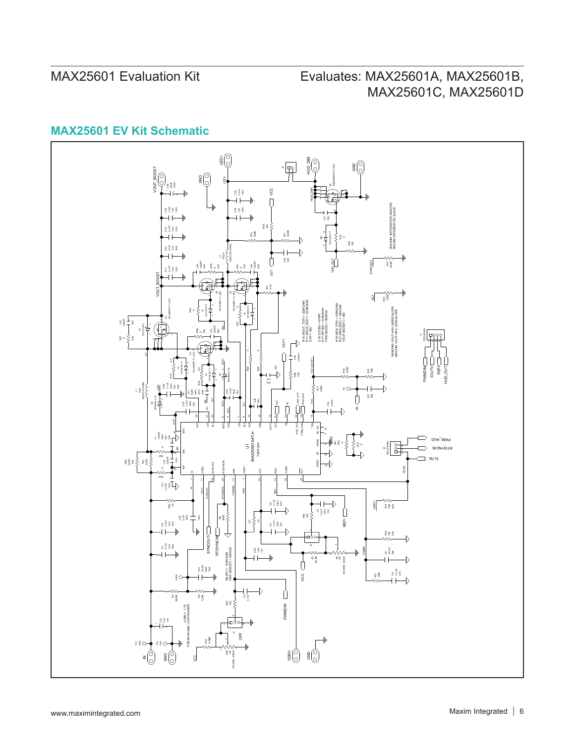## MAX25601 EV Kit Schematic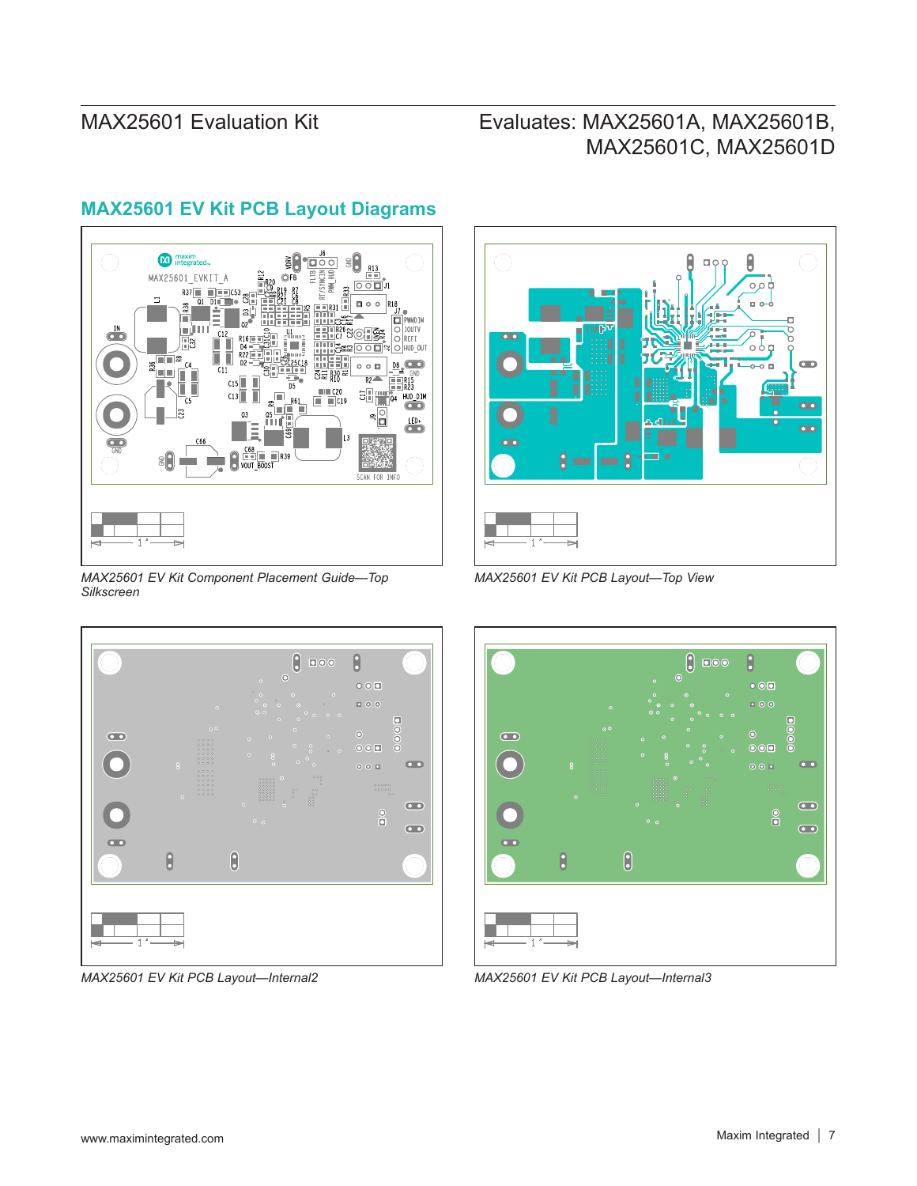## MAX25601 EV Kit PCB Layout Diagrams

*MAX25601 EV Kit Component Placement Guide—Top Silkscreen*

*MAX25601 EV Kit PCB Layout—Top View*

*MAX25601 EV Kit PCB Layout—Internal2*

*MAX25601 EV Kit PCB Layout—Internal3*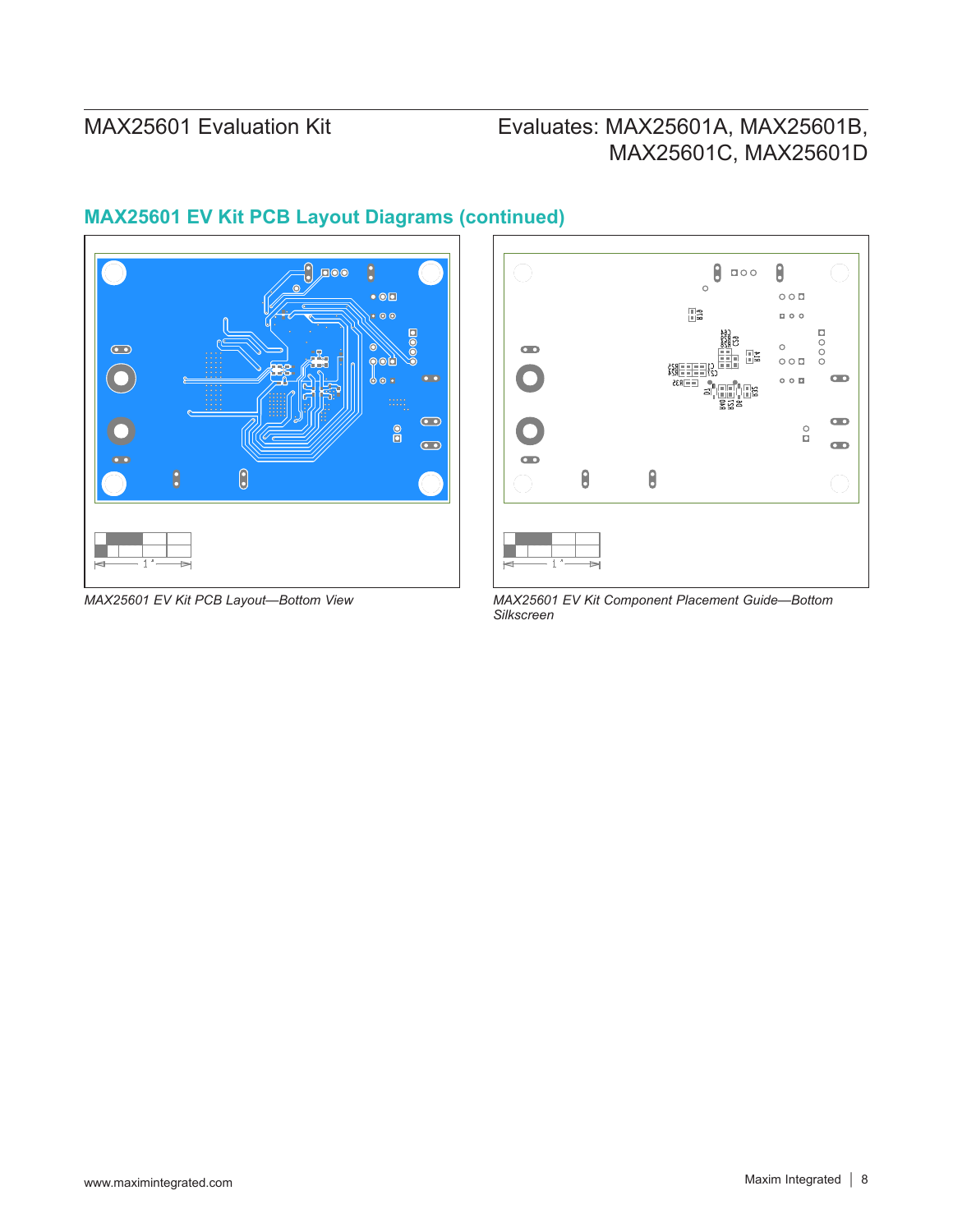## MAX25601 EV Kit PCB Layout Diagrams (continued)

*MAX25601 EV Kit PCB Layout—Bottom View*

*MAX25601 EV Kit Component Placement Guide—Bottom Silkscreen*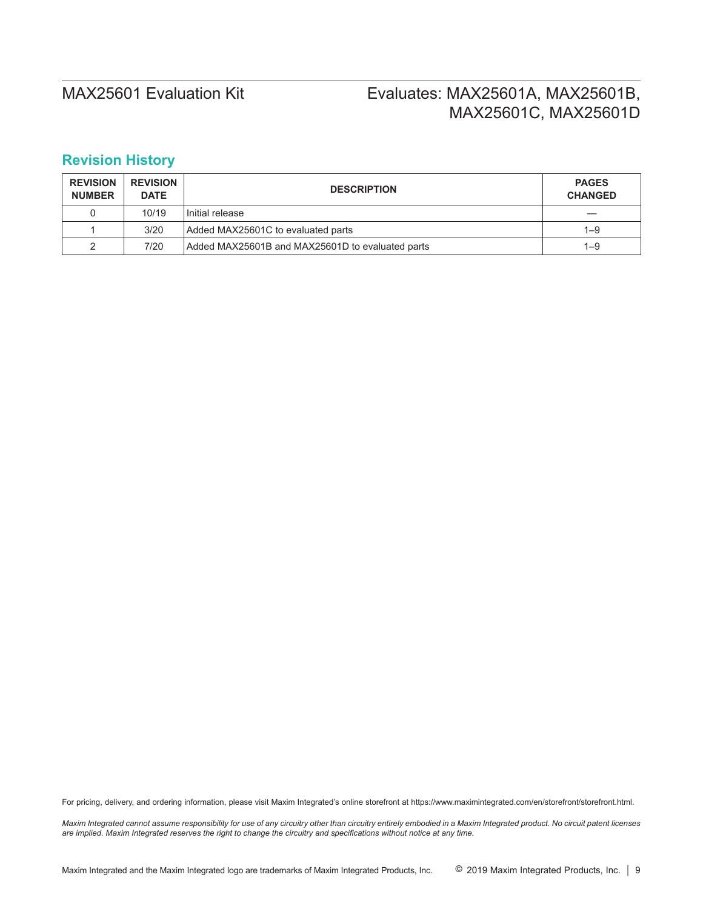## Revision History

| REVISION NUMBER | REVISION DATE | DESCRIPTION | PAGES CHANGED |
|---|---|---|---|
| 0 | 10/19 | Initial release | — |
| 1 | 3/20 | Added MAX25601C to evaluated parts | 1–9 |
| 2 | 7/20 | Added MAX25601B and MAX25601D to evaluated parts | 1–9 |

For pricing, delivery, and ordering information, please visit Maxim Integrated's online storefront at https://www.maximintegrated.com/en/storefront/storefront.html.

*Maxim Integrated cannot assume responsibility for use of any circuitry other than circuitry entirely embodied in a Maxim Integrated product. No circuit patent licenses are implied. Maxim Integrated reserves the right to change the circuitry and specifications without notice at any time.*

Maxim Integrated and the Maxim Integrated logo are trademarks of Maxim Integrated Products, Inc.

© 2019 Maxim Integrated Products, Inc.